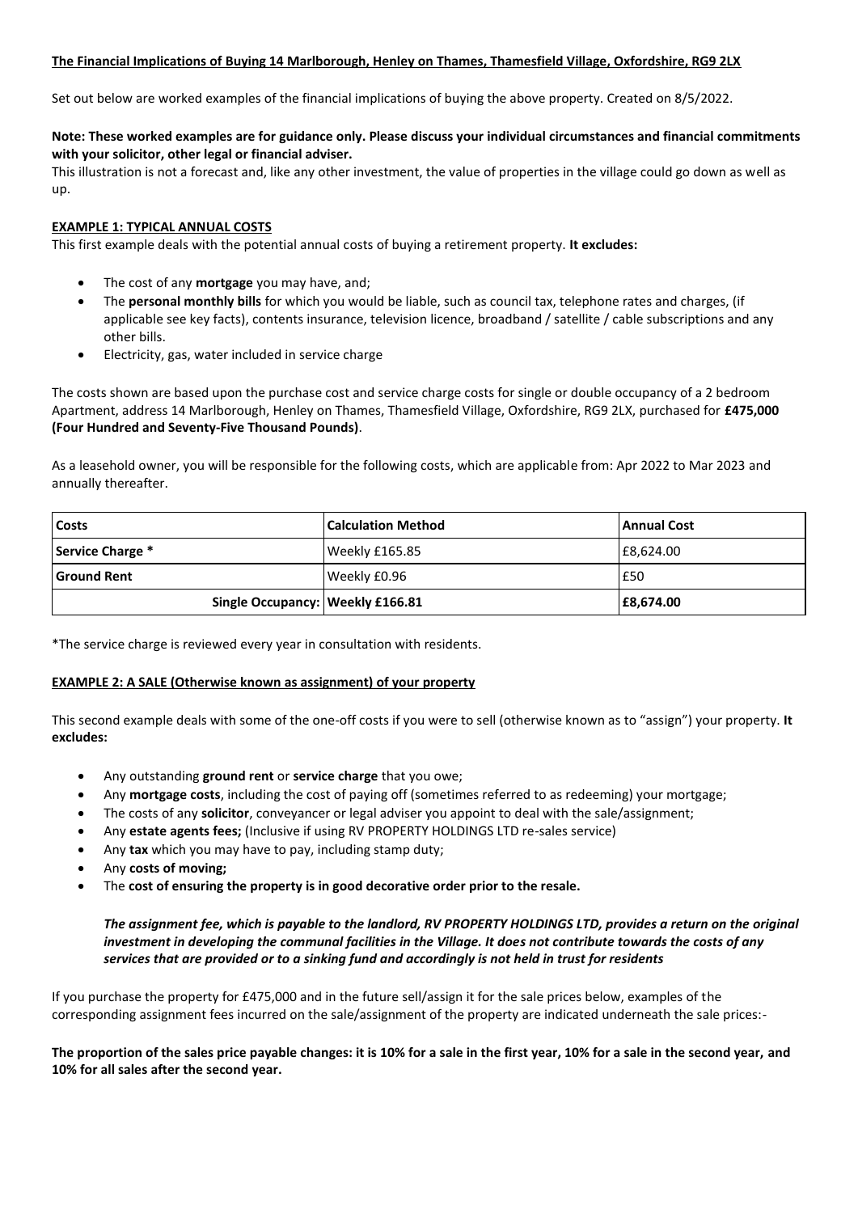**The Financial Implications of Buying 14 Marlborough, Henley on Thames, Thamesfield Village, Oxfordshire, RG9 2LX**

Set out below are worked examples of the financial implications of buying the above property. Created on 8/5/2022.

**Note: These worked examples are for guidance only. Please discuss your individual circumstances and financial commitments with your solicitor, other legal or financial adviser.**

This illustration is not a forecast and, like any other investment, the value of properties in the village could go down as well as up.

**EXAMPLE 1: TYPICAL ANNUAL COSTS**

This first example deals with the potential annual costs of buying a retirement property. **It excludes:**

- The cost of any **mortgage** you may have, and;
- The **personal monthly bills** for which you would be liable, such as council tax, telephone rates and charges, (if applicable see key facts), contents insurance, television licence, broadband / satellite / cable subscriptions and any other bills.
- Electricity, gas, water included in service charge

The costs shown are based upon the purchase cost and service charge costs for single or double occupancy of a 2 bedroom Apartment, address 14 Marlborough, Henley on Thames, Thamesfield Village, Oxfordshire, RG9 2LX, purchased for **£475,000 (Four Hundred and Seventy-Five Thousand Pounds)**.

As a leasehold owner, you will be responsible for the following costs, which are applicable from: Apr 2022 to Mar 2023 and annually thereafter.

| Costs | Calculation Method | Annual Cost |
|---|---|---|
| **Service Charge *** | Weekly £165.85 | £8,624.00 |
| **Ground Rent** | Weekly £0.96 | £50 |
| **Single Occupancy:** | **Weekly £166.81** | **£8,674.00** |

*The service charge is reviewed every year in consultation with residents.

**EXAMPLE 2: A SALE (Otherwise known as assignment) of your property**

This second example deals with some of the one-off costs if you were to sell (otherwise known as to "assign") your property. **It excludes:**

- Any outstanding **ground rent** or **service charge** that you owe;
- Any **mortgage costs**, including the cost of paying off (sometimes referred to as redeeming) your mortgage;
- The costs of any **solicitor**, conveyancer or legal adviser you appoint to deal with the sale/assignment;
- Any **estate agents fees;** (Inclusive if using RV PROPERTY HOLDINGS LTD re-sales service)
- Any **tax** which you may have to pay, including stamp duty;
- Any **costs of moving;**
- The **cost of ensuring the property is in good decorative order prior to the resale.**

***The assignment fee, which is payable to the landlord, RV PROPERTY HOLDINGS LTD, provides a return on the original investment in developing the communal facilities in the Village. It does not contribute towards the costs of any services that are provided or to a sinking fund and accordingly is not held in trust for residents***

If you purchase the property for £475,000 and in the future sell/assign it for the sale prices below, examples of the corresponding assignment fees incurred on the sale/assignment of the property are indicated underneath the sale prices:-

**The proportion of the sales price payable changes: it is 10% for a sale in the first year, 10% for a sale in the second year, and 10% for all sales after the second year.**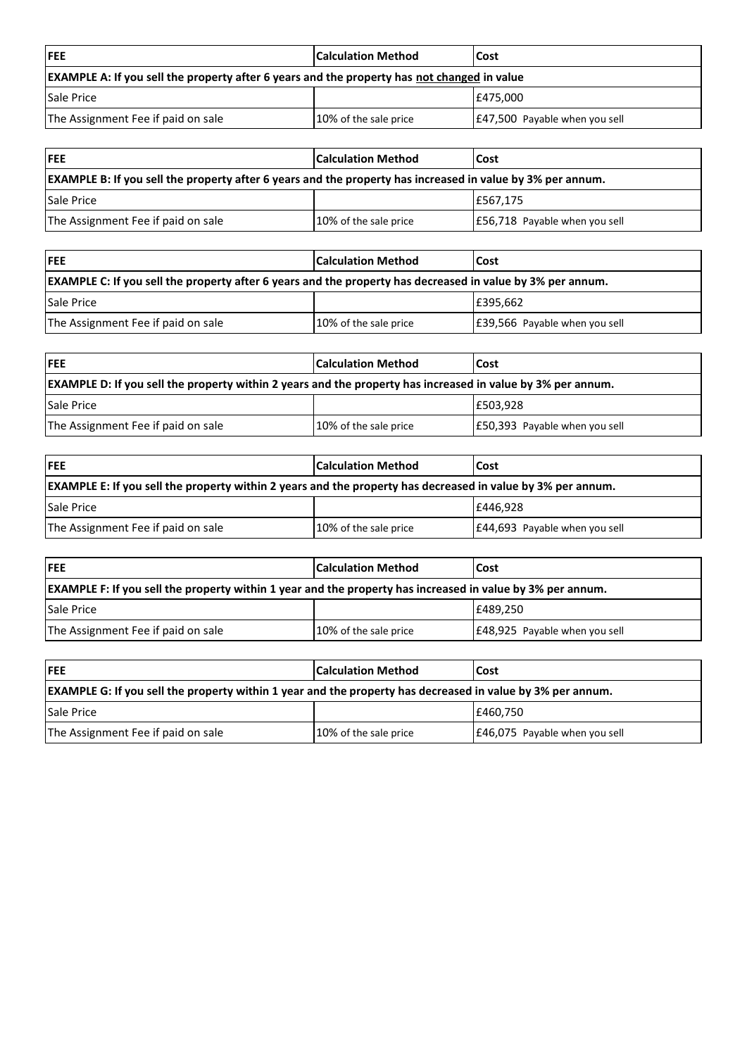| FEE | Calculation Method | Cost |
|---|---|---|
| **EXAMPLE A: If you sell the property after 6 years and the property has <u>not changed</u> in value** | | |
| Sale Price | | £475,000 |
| The Assignment Fee if paid on sale | 10% of the sale price | £47,500 Payable when you sell |

| FEE | Calculation Method | Cost |
|---|---|---|
| **EXAMPLE B: If you sell the property after 6 years and the property has increased in value by 3% per annum.** | | |
| Sale Price | | £567,175 |
| The Assignment Fee if paid on sale | 10% of the sale price | £56,718 Payable when you sell |

| FEE | Calculation Method | Cost |
|---|---|---|
| **EXAMPLE C: If you sell the property after 6 years and the property has decreased in value by 3% per annum.** | | |
| Sale Price | | £395,662 |
| The Assignment Fee if paid on sale | 10% of the sale price | £39,566 Payable when you sell |

| FEE | Calculation Method | Cost |
|---|---|---|
| **EXAMPLE D: If you sell the property within 2 years and the property has increased in value by 3% per annum.** | | |
| Sale Price | | £503,928 |
| The Assignment Fee if paid on sale | 10% of the sale price | £50,393 Payable when you sell |

| FEE | Calculation Method | Cost |
|---|---|---|
| **EXAMPLE E: If you sell the property within 2 years and the property has decreased in value by 3% per annum.** | | |
| Sale Price | | £446,928 |
| The Assignment Fee if paid on sale | 10% of the sale price | £44,693 Payable when you sell |

| FEE | Calculation Method | Cost |
|---|---|---|
| **EXAMPLE F: If you sell the property within 1 year and the property has increased in value by 3% per annum.** | | |
| Sale Price | | £489,250 |
| The Assignment Fee if paid on sale | 10% of the sale price | £48,925 Payable when you sell |

| FEE | Calculation Method | Cost |
|---|---|---|
| **EXAMPLE G: If you sell the property within 1 year and the property has decreased in value by 3% per annum.** | | |
| Sale Price | | £460,750 |
| The Assignment Fee if paid on sale | 10% of the sale price | £46,075 Payable when you sell |